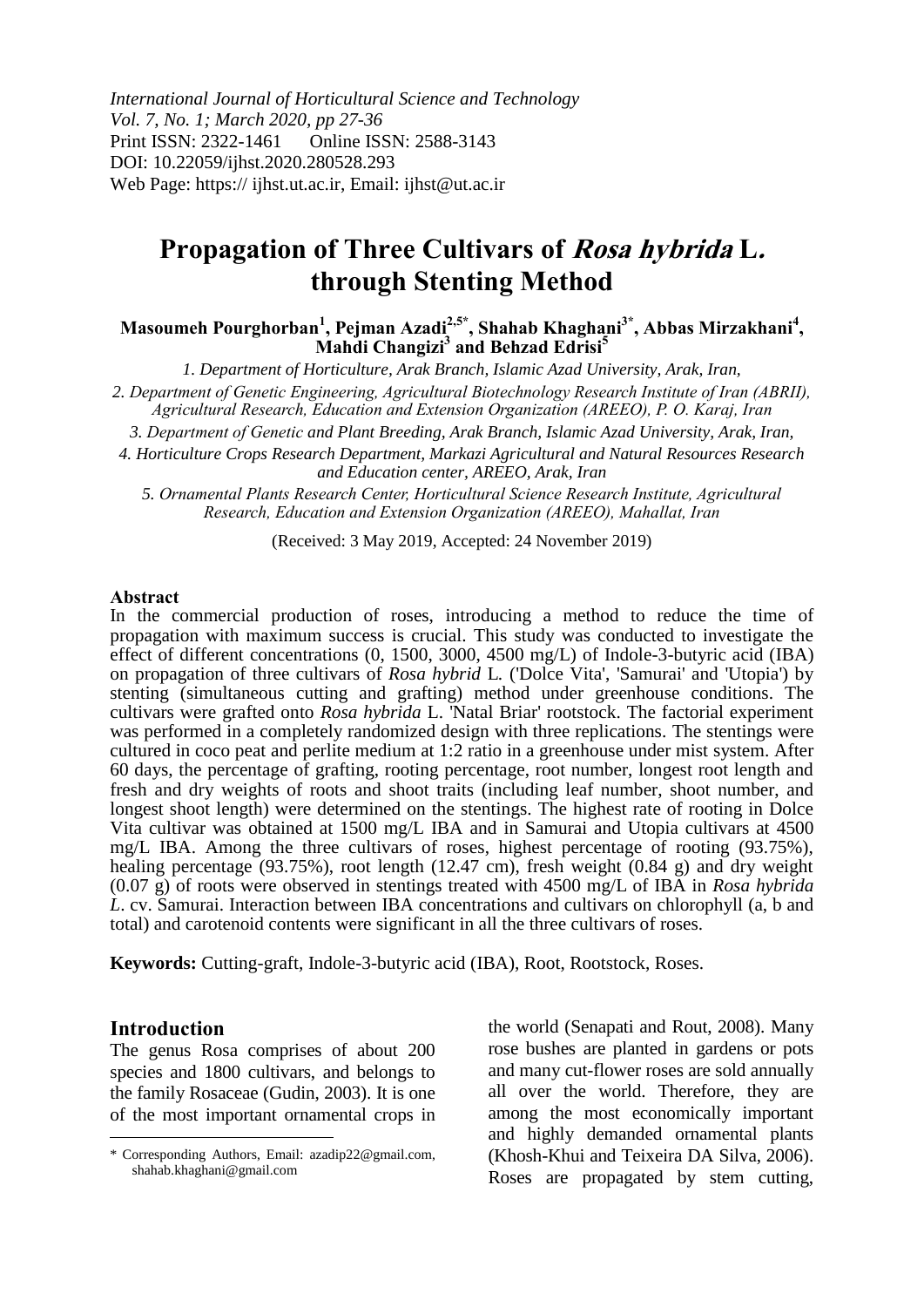*International Journal of Horticultural Science and Technology*
*Vol. 7, No. 1; March 2020, pp 27-36*
Print ISSN: 2322-1461 Online ISSN: 2588-3143
DOI: 10.22059/ijhst.2020.280528.293
Web Page: https:// ijhst.ut.ac.ir, Email: ijhst@ut.ac.ir

# Propagation of Three Cultivars of *Rosa hybrida* L. through Stenting Method

**Masoumeh Pourghorban[1], Pejman Azadi[2,5*], Shahab Khaghani[3*], Abbas Mirzakhani[4], Mahdi Changizi[3] and Behzad Edrisi[5]**

*1. Department of Horticulture, Arak Branch, Islamic Azad University, Arak, Iran,*

*2. Department of Genetic Engineering, Agricultural Biotechnology Research Institute of Iran (ABRII), Agricultural Research, Education and Extension Organization (AREEO), P. O. Karaj, Iran*

*3. Department of Genetic and Plant Breeding, Arak Branch, Islamic Azad University, Arak, Iran,*

*4. Horticulture Crops Research Department, Markazi Agricultural and Natural Resources Research and Education center, AREEO, Arak, Iran*

*5. Ornamental Plants Research Center, Horticultural Science Research Institute, Agricultural Research, Education and Extension Organization (AREEO), Mahallat, Iran*

(Received: 3 May 2019, Accepted: 24 November 2019)

## Abstract

In the commercial production of roses, introducing a method to reduce the time of propagation with maximum success is crucial. This study was conducted to investigate the effect of different concentrations (0, 1500, 3000, 4500 mg/L) of Indole-3-butyric acid (IBA) on propagation of three cultivars of *Rosa hybrid* L. ('Dolce Vita', 'Samurai' and 'Utopia') by stenting (simultaneous cutting and grafting) method under greenhouse conditions. The cultivars were grafted onto *Rosa hybrida* L. 'Natal Briar' rootstock. The factorial experiment was performed in a completely randomized design with three replications. The stentings were cultured in coco peat and perlite medium at 1:2 ratio in a greenhouse under mist system. After 60 days, the percentage of grafting, rooting percentage, root number, longest root length and fresh and dry weights of roots and shoot traits (including leaf number, shoot number, and longest shoot length) were determined on the stentings. The highest rate of rooting in Dolce Vita cultivar was obtained at 1500 mg/L IBA and in Samurai and Utopia cultivars at 4500 mg/L IBA. Among the three cultivars of roses, highest percentage of rooting (93.75%), healing percentage (93.75%), root length (12.47 cm), fresh weight (0.84 g) and dry weight (0.07 g) of roots were observed in stentings treated with 4500 mg/L of IBA in *Rosa hybrida L*. cv. Samurai. Interaction between IBA concentrations and cultivars on chlorophyll (a, b and total) and carotenoid contents were significant in all the three cultivars of roses.

**Keywords:** Cutting-graft, Indole-3-butyric acid (IBA), Root, Rootstock, Roses.

## Introduction

The genus Rosa comprises of about 200 species and 1800 cultivars, and belongs to the family Rosaceae (Gudin, 2003). It is one of the most important ornamental crops in the world (Senapati and Rout, 2008). Many rose bushes are planted in gardens or pots and many cut-flower roses are sold annually all over the world. Therefore, they are among the most economically important and highly demanded ornamental plants (Khosh-Khui and Teixeira DA Silva, 2006). Roses are propagated by stem cutting,

\* Corresponding Authors, Email: azadip22@gmail.com, shahab.khaghani@gmail.com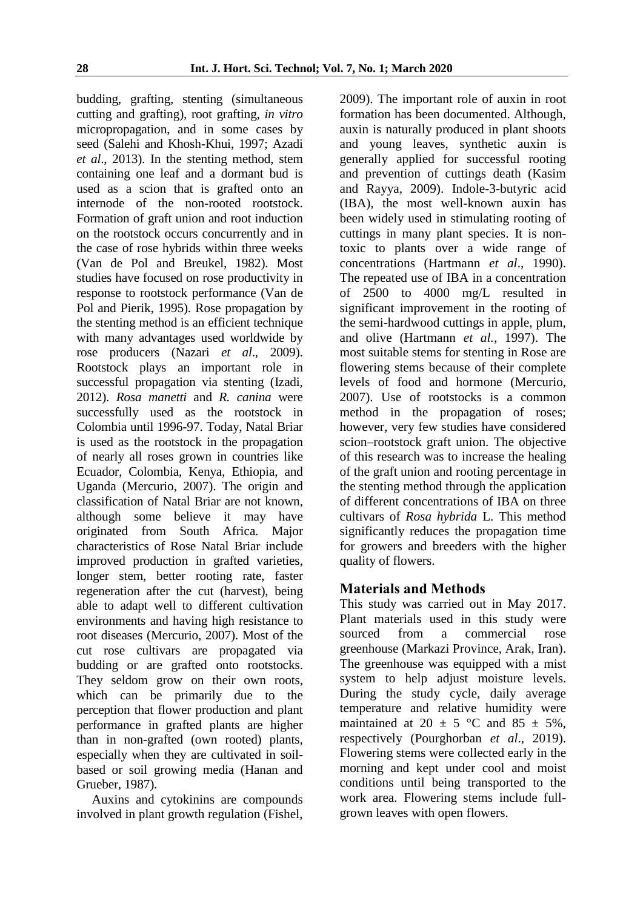budding, grafting, stenting (simultaneous cutting and grafting), root grafting, *in vitro* micropropagation, and in some cases by seed (Salehi and Khosh-Khui, 1997; Azadi *et al*., 2013). In the stenting method, stem containing one leaf and a dormant bud is used as a scion that is grafted onto an internode of the non-rooted rootstock. Formation of graft union and root induction on the rootstock occurs concurrently and in the case of rose hybrids within three weeks (Van de Pol and Breukel, 1982). Most studies have focused on rose productivity in response to rootstock performance (Van de Pol and Pierik, 1995). Rose propagation by the stenting method is an efficient technique with many advantages used worldwide by rose producers (Nazari *et al*., 2009). Rootstock plays an important role in successful propagation via stenting (Izadi, 2012). *Rosa manetti* and *R. canina* were successfully used as the rootstock in Colombia until 1996-97. Today, Natal Briar is used as the rootstock in the propagation of nearly all roses grown in countries like Ecuador, Colombia, Kenya, Ethiopia, and Uganda (Mercurio, 2007). The origin and classification of Natal Briar are not known, although some believe it may have originated from South Africa. Major characteristics of Rose Natal Briar include improved production in grafted varieties, longer stem, better rooting rate, faster regeneration after the cut (harvest), being able to adapt well to different cultivation environments and having high resistance to root diseases (Mercurio, 2007). Most of the cut rose cultivars are propagated via budding or are grafted onto rootstocks. They seldom grow on their own roots, which can be primarily due to the perception that flower production and plant performance in grafted plants are higher than in non-grafted (own rooted) plants, especially when they are cultivated in soil-based or soil growing media (Hanan and Grueber, 1987).

Auxins and cytokinins are compounds involved in plant growth regulation (Fishel, 2009). The important role of auxin in root formation has been documented. Although, auxin is naturally produced in plant shoots and young leaves, synthetic auxin is generally applied for successful rooting and prevention of cuttings death (Kasim and Rayya, 2009). Indole-3-butyric acid (IBA), the most well-known auxin has been widely used in stimulating rooting of cuttings in many plant species. It is non-toxic to plants over a wide range of concentrations (Hartmann *et al*., 1990). The repeated use of IBA in a concentration of 2500 to 4000 mg/L resulted in significant improvement in the rooting of the semi-hardwood cuttings in apple, plum, and olive (Hartmann *et al.*, 1997). The most suitable stems for stenting in Rose are flowering stems because of their complete levels of food and hormone (Mercurio, 2007). Use of rootstocks is a common method in the propagation of roses; however, very few studies have considered scion–rootstock graft union. The objective of this research was to increase the healing of the graft union and rooting percentage in the stenting method through the application of different concentrations of IBA on three cultivars of *Rosa hybrida* L. This method significantly reduces the propagation time for growers and breeders with the higher quality of flowers.

## Materials and Methods

This study was carried out in May 2017. Plant materials used in this study were sourced from a commercial rose greenhouse (Markazi Province, Arak, Iran). The greenhouse was equipped with a mist system to help adjust moisture levels. During the study cycle, daily average temperature and relative humidity were maintained at $20 \pm 5$ °C and $85 \pm 5\%$, respectively (Pourghorban *et al*., 2019). Flowering stems were collected early in the morning and kept under cool and moist conditions until being transported to the work area. Flowering stems include full-grown leaves with open flowers.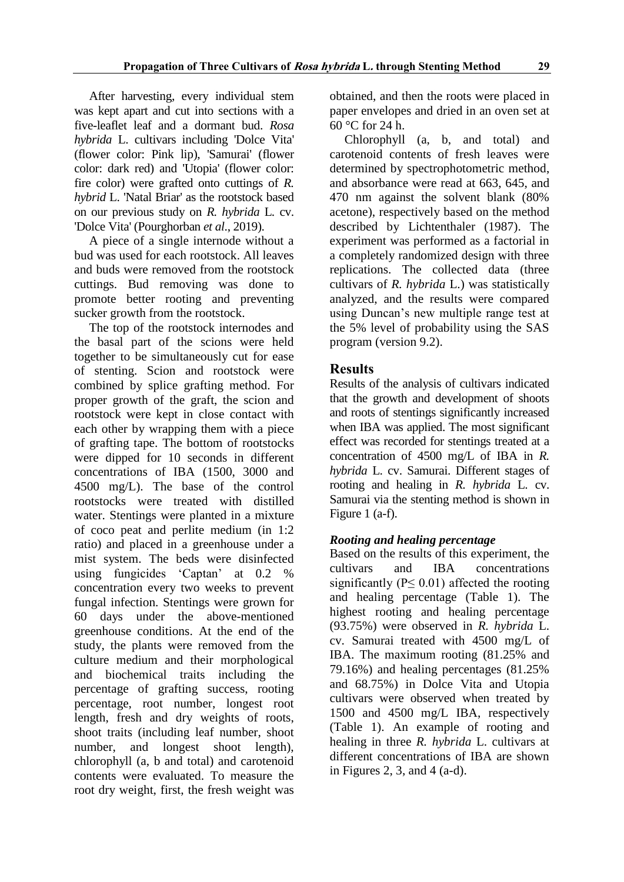After harvesting, every individual stem was kept apart and cut into sections with a five-leaflet leaf and a dormant bud. *Rosa hybrida* L. cultivars including 'Dolce Vita' (flower color: Pink lip), 'Samurai' (flower color: dark red) and 'Utopia' (flower color: fire color) were grafted onto cuttings of *R. hybrid* L. 'Natal Briar' as the rootstock based on our previous study on *R. hybrida* L. cv. 'Dolce Vita' (Pourghorban *et al*., 2019).

A piece of a single internode without a bud was used for each rootstock. All leaves and buds were removed from the rootstock cuttings. Bud removing was done to promote better rooting and preventing sucker growth from the rootstock.

The top of the rootstock internodes and the basal part of the scions were held together to be simultaneously cut for ease of stenting. Scion and rootstock were combined by splice grafting method. For proper growth of the graft, the scion and rootstock were kept in close contact with each other by wrapping them with a piece of grafting tape. The bottom of rootstocks were dipped for 10 seconds in different concentrations of IBA (1500, 3000 and 4500 mg/L). The base of the control rootstocks were treated with distilled water. Stentings were planted in a mixture of coco peat and perlite medium (in 1:2 ratio) and placed in a greenhouse under a mist system. The beds were disinfected using fungicides 'Captan' at 0.2 % concentration every two weeks to prevent fungal infection. Stentings were grown for 60 days under the above-mentioned greenhouse conditions. At the end of the study, the plants were removed from the culture medium and their morphological and biochemical traits including the percentage of grafting success, rooting percentage, root number, longest root length, fresh and dry weights of roots, shoot traits (including leaf number, shoot number, and longest shoot length), chlorophyll (a, b and total) and carotenoid contents were evaluated. To measure the root dry weight, first, the fresh weight was obtained, and then the roots were placed in paper envelopes and dried in an oven set at 60 °C for 24 h.

Chlorophyll (a, b, and total) and carotenoid contents of fresh leaves were determined by spectrophotometric method, and absorbance were read at 663, 645, and 470 nm against the solvent blank (80% acetone), respectively based on the method described by Lichtenthaler (1987). The experiment was performed as a factorial in a completely randomized design with three replications. The collected data (three cultivars of *R. hybrida* L.) was statistically analyzed, and the results were compared using Duncan's new multiple range test at the 5% level of probability using the SAS program (version 9.2).

## Results

Results of the analysis of cultivars indicated that the growth and development of shoots and roots of stentings significantly increased when IBA was applied. The most significant effect was recorded for stentings treated at a concentration of 4500 mg/L of IBA in *R. hybrida* L. cv. Samurai. Different stages of rooting and healing in *R. hybrida* L. cv. Samurai via the stenting method is shown in Figure 1 (a-f).

### *Rooting and healing percentage*

Based on the results of this experiment, the cultivars and IBA concentrations significantly ($P \leq 0.01$) affected the rooting and healing percentage (Table 1). The highest rooting and healing percentage (93.75%) were observed in *R. hybrida* L. cv. Samurai treated with 4500 mg/L of IBA. The maximum rooting (81.25% and 79.16%) and healing percentages (81.25% and 68.75%) in Dolce Vita and Utopia cultivars were observed when treated by 1500 and 4500 mg/L IBA, respectively (Table 1). An example of rooting and healing in three *R. hybrida* L. cultivars at different concentrations of IBA are shown in Figures 2, 3, and 4 (a-d).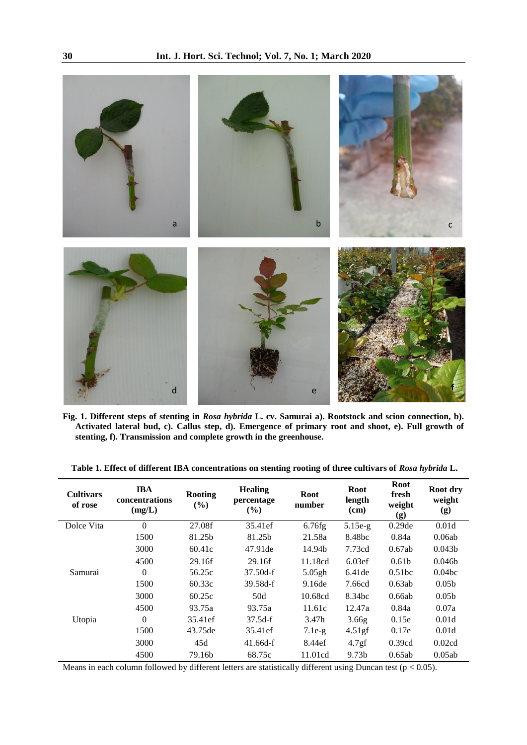**Fig. 1. Different steps of stenting in *Rosa hybrida* L. cv. Samurai a). Rootstock and scion connection, b). Activated lateral bud, c). Callus step, d). Emergence of primary root and shoot, e). Full growth of stenting, f). Transmission and complete growth in the greenhouse.**

**Table 1. Effect of different IBA concentrations on stenting rooting of three cultivars of *Rosa hybrida* L.**

| Cultivars of rose | IBA concentrations (mg/L) | Rooting (%) | Healing percentage (%) | Root number | Root length (cm) | Root fresh weight (g) | Root dry weight (g) |
|---|---|---|---|---|---|---|---|
| Dolce Vita | 0 | 27.08f | 35.41ef | 6.76fg | 5.15e-g | 0.29de | 0.01d |
| | 1500 | 81.25b | 81.25b | 21.58a | 8.48bc | 0.84a | 0.06ab |
| | 3000 | 60.41c | 47.91de | 14.94b | 7.73cd | 0.67ab | 0.043b |
| | 4500 | 29.16f | 29.16f | 11.18cd | 6.03ef | 0.61b | 0.046b |
| Samurai | 0 | 56.25c | 37.50d-f | 5.05gh | 6.41de | 0.51bc | 0.04bc |
| | 1500 | 60.33c | 39.58d-f | 9.16de | 7.66cd | 0.63ab | 0.05b |
| | 3000 | 60.25c | 50d | 10.68cd | 8.34bc | 0.66ab | 0.05b |
| | 4500 | 93.75a | 93.75a | 11.61c | 12.47a | 0.84a | 0.07a |
| Utopia | 0 | 35.41ef | 37.5d-f | 3.47h | 3.66g | 0.15e | 0.01d |
| | 1500 | 43.75de | 35.41ef | 7.1e-g | 4.51gf | 0.17e | 0.01d |
| | 3000 | 45d | 41.66d-f | 8.44ef | 4.7gf | 0.39cd | 0.02cd |
| | 4500 | 79.16b | 68.75c | 11.01cd | 9.73b | 0.65ab | 0.05ab |

Means in each column followed by different letters are statistically different using Duncan test ($p < 0.05$).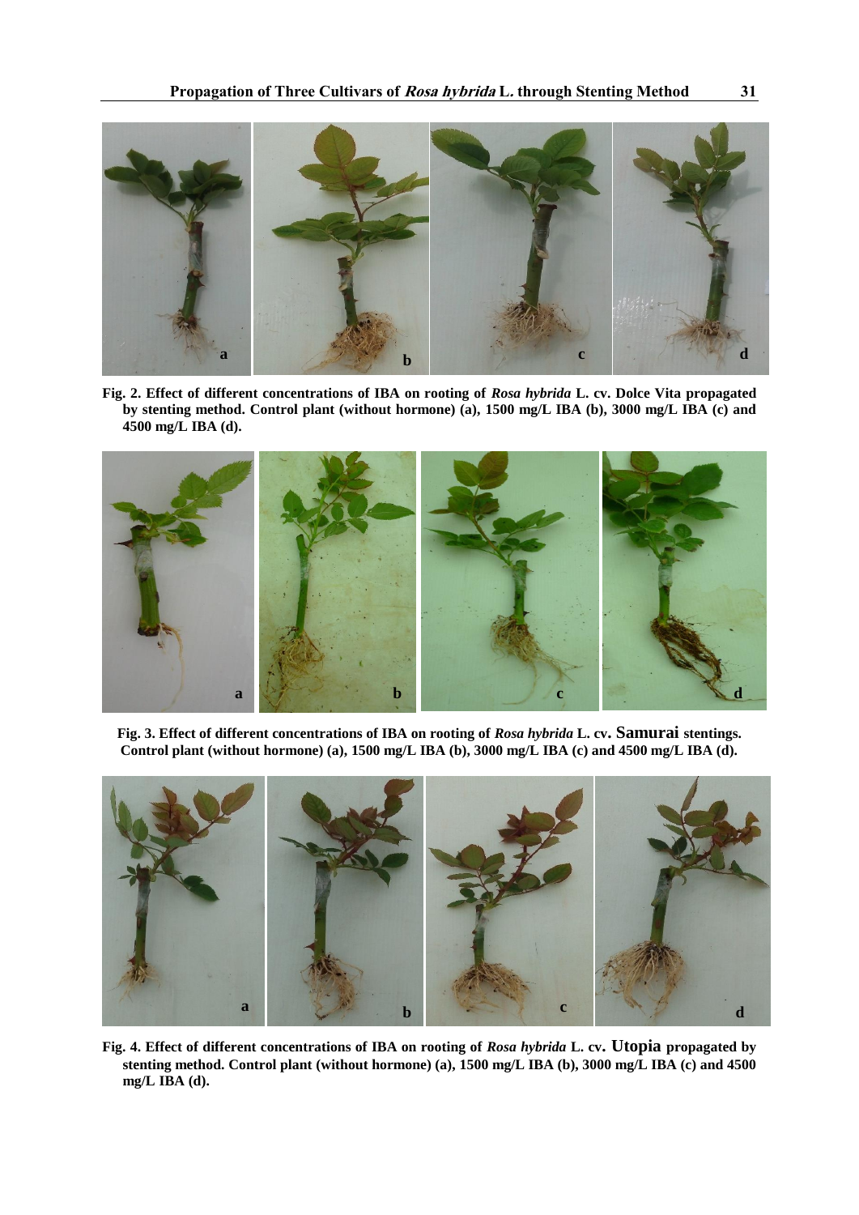**Fig. 2. Effect of different concentrations of IBA on rooting of *Rosa hybrida* L. cv. Dolce Vita propagated by stenting method. Control plant (without hormone) (a), 1500 mg/L IBA (b), 3000 mg/L IBA (c) and 4500 mg/L IBA (d).**

**Fig. 3. Effect of different concentrations of IBA on rooting of *Rosa hybrida* L. cv. Samurai stentings. Control plant (without hormone) (a), 1500 mg/L IBA (b), 3000 mg/L IBA (c) and 4500 mg/L IBA (d).**

**Fig. 4. Effect of different concentrations of IBA on rooting of *Rosa hybrida* L. cv. Utopia propagated by stenting method. Control plant (without hormone) (a), 1500 mg/L IBA (b), 3000 mg/L IBA (c) and 4500 mg/L IBA (d).**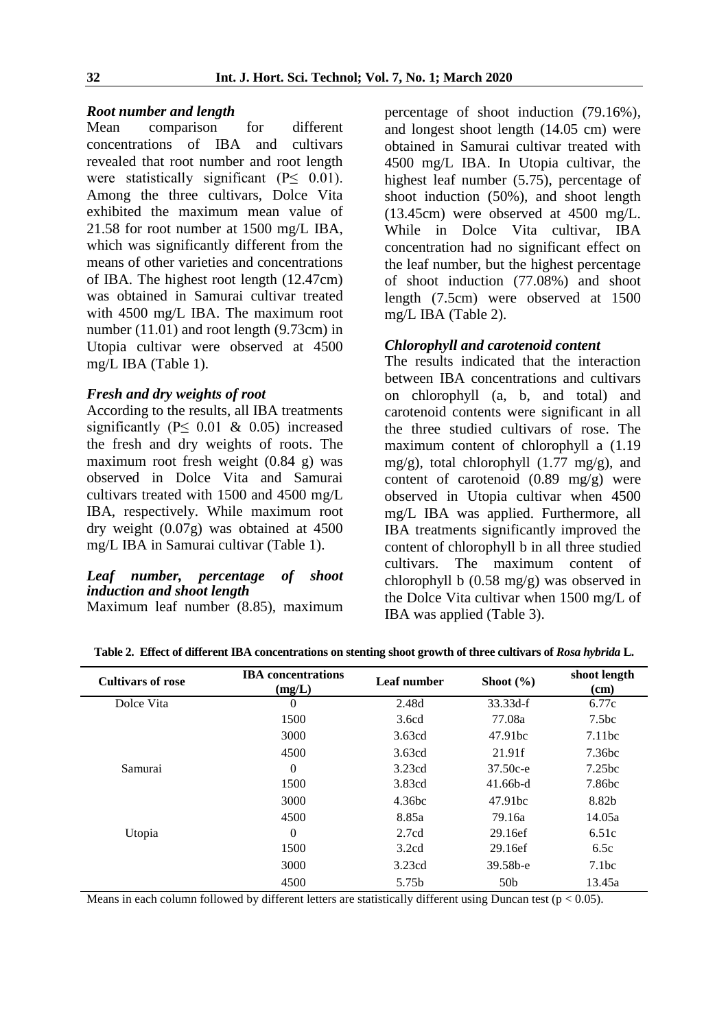### *Root number and length*

Mean comparison for different concentrations of IBA and cultivars revealed that root number and root length were statistically significant ($P \leq 0.01$). Among the three cultivars, Dolce Vita exhibited the maximum mean value of 21.58 for root number at 1500 mg/L IBA, which was significantly different from the means of other varieties and concentrations of IBA. The highest root length (12.47cm) was obtained in Samurai cultivar treated with 4500 mg/L IBA. The maximum root number (11.01) and root length (9.73cm) in Utopia cultivar were observed at 4500 mg/L IBA (Table 1).

### *Fresh and dry weights of root*

According to the results, all IBA treatments significantly ($P \leq 0.01$ & $0.05$) increased the fresh and dry weights of roots. The maximum root fresh weight (0.84 g) was observed in Dolce Vita and Samurai cultivars treated with 1500 and 4500 mg/L IBA, respectively. While maximum root dry weight (0.07g) was obtained at 4500 mg/L IBA in Samurai cultivar (Table 1).

### *Leaf number, percentage of shoot induction and shoot length*

Maximum leaf number (8.85), maximum percentage of shoot induction (79.16%), and longest shoot length (14.05 cm) were obtained in Samurai cultivar treated with 4500 mg/L IBA. In Utopia cultivar, the highest leaf number (5.75), percentage of shoot induction (50%), and shoot length (13.45cm) were observed at 4500 mg/L. While in Dolce Vita cultivar, IBA concentration had no significant effect on the leaf number, but the highest percentage of shoot induction (77.08%) and shoot length (7.5cm) were observed at 1500 mg/L IBA (Table 2).

### *Chlorophyll and carotenoid content*

The results indicated that the interaction between IBA concentrations and cultivars on chlorophyll (a, b, and total) and carotenoid contents were significant in all the three studied cultivars of rose. The maximum content of chlorophyll a (1.19 mg/g), total chlorophyll (1.77 mg/g), and content of carotenoid (0.89 mg/g) were observed in Utopia cultivar when 4500 mg/L IBA was applied. Furthermore, all IBA treatments significantly improved the content of chlorophyll b in all three studied cultivars. The maximum content of chlorophyll b (0.58 mg/g) was observed in the Dolce Vita cultivar when 1500 mg/L of IBA was applied (Table 3).

**Table 2. Effect of different IBA concentrations on stenting shoot growth of three cultivars of *Rosa hybrida* L.**

| Cultivars of rose | IBA concentrations (mg/L) | Leaf number | Shoot (%) | shoot length (cm) |
|---|---|---|---|---|
| Dolce Vita | 0 | 2.48d | 33.33d-f | 6.77c |
| | 1500 | 3.6cd | 77.08a | 7.5bc |
| | 3000 | 3.63cd | 47.91bc | 7.11bc |
| | 4500 | 3.63cd | 21.91f | 7.36bc |
| Samurai | 0 | 3.23cd | 37.50c-e | 7.25bc |
| | 1500 | 3.83cd | 41.66b-d | 7.86bc |
| | 3000 | 4.36bc | 47.91bc | 8.82b |
| | 4500 | 8.85a | 79.16a | 14.05a |
| Utopia | 0 | 2.7cd | 29.16ef | 6.51c |
| | 1500 | 3.2cd | 29.16ef | 6.5c |
| | 3000 | 3.23cd | 39.58b-e | 7.1bc |
| | 4500 | 5.75b | 50b | 13.45a |

Means in each column followed by different letters are statistically different using Duncan test ($p < 0.05$).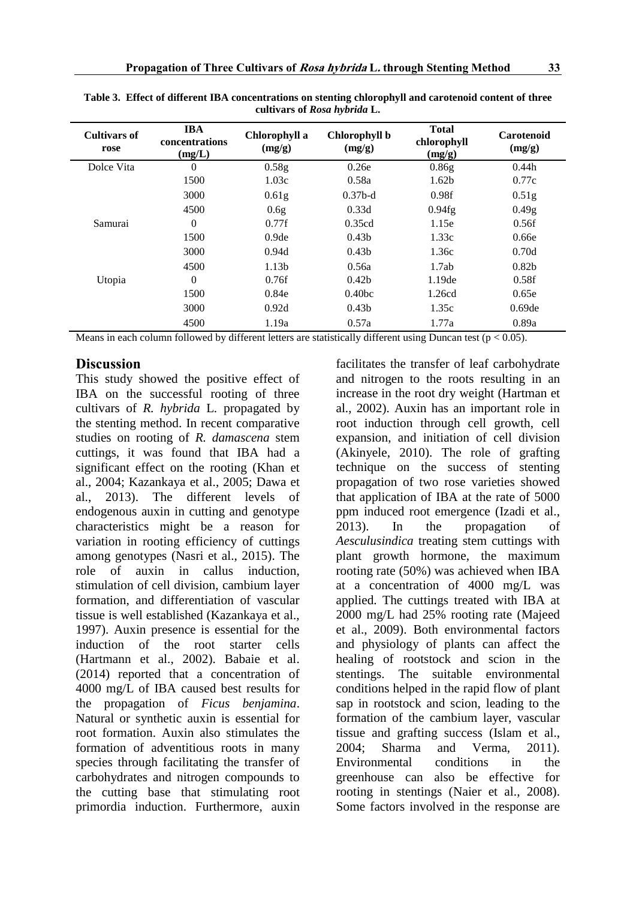**Table 3. Effect of different IBA concentrations on stenting chlorophyll and carotenoid content of three cultivars of *Rosa hybrida* L.**

| Cultivars of rose | IBA concentrations (mg/L) | Chlorophyll a (mg/g) | Chlorophyll b (mg/g) | Total chlorophyll (mg/g) | Carotenoid (mg/g) |
|---|---|---|---|---|---|
| Dolce Vita | 0 | 0.58g | 0.26e | 0.86g | 0.44h |
| | 1500 | 1.03c | 0.58a | 1.62b | 0.77c |
| | 3000 | 0.61g | 0.37b-d | 0.98f | 0.51g |
| | 4500 | 0.6g | 0.33d | 0.94fg | 0.49g |
| Samurai | 0 | 0.77f | 0.35cd | 1.15e | 0.56f |
| | 1500 | 0.9de | 0.43b | 1.33c | 0.66e |
| | 3000 | 0.94d | 0.43b | 1.36c | 0.70d |
| | 4500 | 1.13b | 0.56a | 1.7ab | 0.82b |
| Utopia | 0 | 0.76f | 0.42b | 1.19de | 0.58f |
| | 1500 | 0.84e | 0.40bc | 1.26cd | 0.65e |
| | 3000 | 0.92d | 0.43b | 1.35c | 0.69de |
| | 4500 | 1.19a | 0.57a | 1.77a | 0.89a |

Means in each column followed by different letters are statistically different using Duncan test ($p < 0.05$).

## Discussion

This study showed the positive effect of IBA on the successful rooting of three cultivars of *R. hybrida* L. propagated by the stenting method. In recent comparative studies on rooting of *R. damascena* stem cuttings, it was found that IBA had a significant effect on the rooting (Khan et al., 2004; Kazankaya et al., 2005; Dawa et al., 2013). The different levels of endogenous auxin in cutting and genotype characteristics might be a reason for variation in rooting efficiency of cuttings among genotypes (Nasri et al., 2015). The role of auxin in callus induction, stimulation of cell division, cambium layer formation, and differentiation of vascular tissue is well established (Kazankaya et al., 1997). Auxin presence is essential for the induction of the root starter cells (Hartmann et al., 2002). Babaie et al. (2014) reported that a concentration of 4000 mg/L of IBA caused best results for the propagation of *Ficus benjamina*. Natural or synthetic auxin is essential for root formation. Auxin also stimulates the formation of adventitious roots in many species through facilitating the transfer of carbohydrates and nitrogen compounds to the cutting base that stimulating root primordia induction. Furthermore, auxin facilitates the transfer of leaf carbohydrate and nitrogen to the roots resulting in an increase in the root dry weight (Hartman et al., 2002). Auxin has an important role in root induction through cell growth, cell expansion, and initiation of cell division (Akinyele, 2010). The role of grafting technique on the success of stenting propagation of two rose varieties showed that application of IBA at the rate of 5000 ppm induced root emergence (Izadi et al., 2013). In the propagation of *Aesculusindica* treating stem cuttings with plant growth hormone, the maximum rooting rate (50%) was achieved when IBA at a concentration of 4000 mg/L was applied. The cuttings treated with IBA at 2000 mg/L had 25% rooting rate (Majeed et al., 2009). Both environmental factors and physiology of plants can affect the healing of rootstock and scion in the stentings. The suitable environmental conditions helped in the rapid flow of plant sap in rootstock and scion, leading to the formation of the cambium layer, vascular tissue and grafting success (Islam et al., 2004; Sharma and Verma, 2011). Environmental conditions in the greenhouse can also be effective for rooting in stentings (Naier et al., 2008). Some factors involved in the response are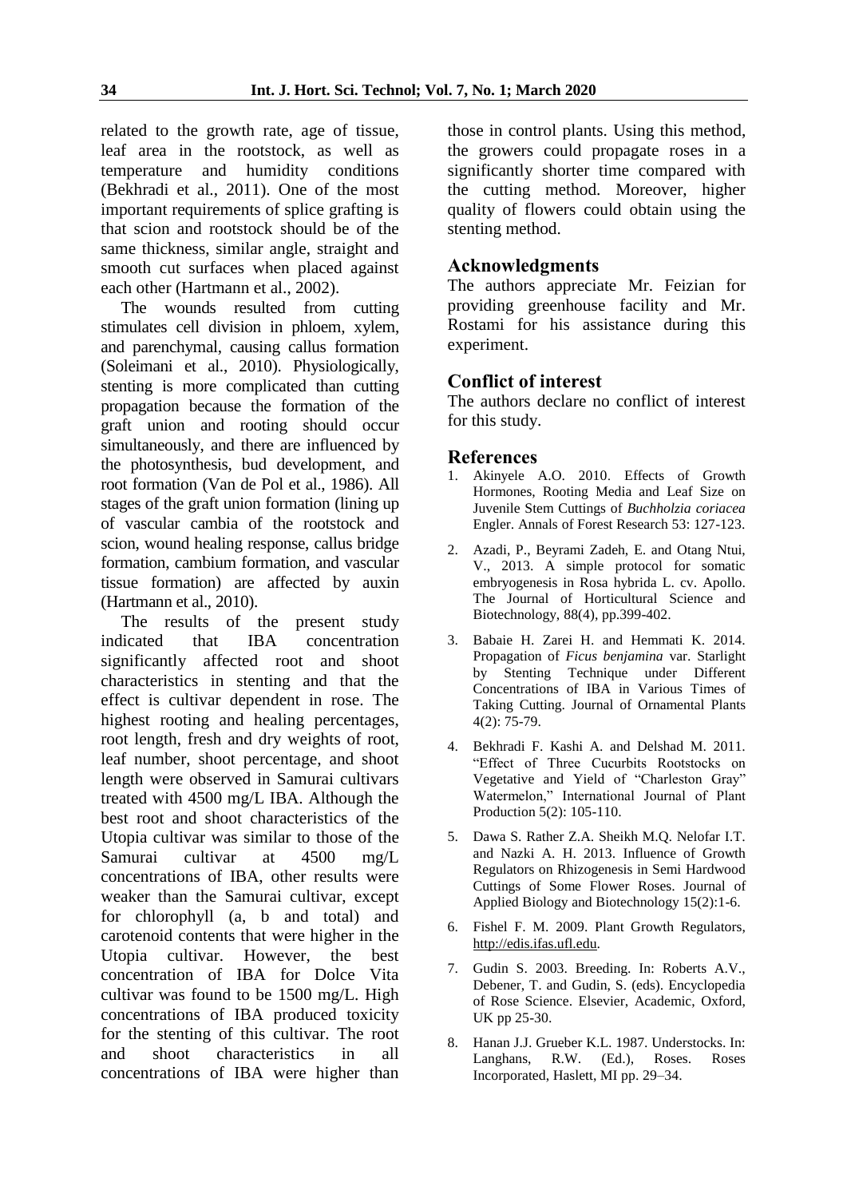related to the growth rate, age of tissue, leaf area in the rootstock, as well as temperature and humidity conditions (Bekhradi et al., 2011). One of the most important requirements of splice grafting is that scion and rootstock should be of the same thickness, similar angle, straight and smooth cut surfaces when placed against each other (Hartmann et al., 2002).

The wounds resulted from cutting stimulates cell division in phloem, xylem, and parenchymal, causing callus formation (Soleimani et al., 2010). Physiologically, stenting is more complicated than cutting propagation because the formation of the graft union and rooting should occur simultaneously, and there are influenced by the photosynthesis, bud development, and root formation (Van de Pol et al., 1986). All stages of the graft union formation (lining up of vascular cambia of the rootstock and scion, wound healing response, callus bridge formation, cambium formation, and vascular tissue formation) are affected by auxin (Hartmann et al., 2010).

The results of the present study indicated that IBA concentration significantly affected root and shoot characteristics in stenting and that the effect is cultivar dependent in rose. The highest rooting and healing percentages, root length, fresh and dry weights of root, leaf number, shoot percentage, and shoot length were observed in Samurai cultivars treated with 4500 mg/L IBA. Although the best root and shoot characteristics of the Utopia cultivar was similar to those of the Samurai cultivar at 4500 mg/L concentrations of IBA, other results were weaker than the Samurai cultivar, except for chlorophyll (a, b and total) and carotenoid contents that were higher in the Utopia cultivar. However, the best concentration of IBA for Dolce Vita cultivar was found to be 1500 mg/L. High concentrations of IBA produced toxicity for the stenting of this cultivar. The root and shoot characteristics in all concentrations of IBA were higher than those in control plants. Using this method, the growers could propagate roses in a significantly shorter time compared with the cutting method. Moreover, higher quality of flowers could obtain using the stenting method.

## Acknowledgments

The authors appreciate Mr. Feizian for providing greenhouse facility and Mr. Rostami for his assistance during this experiment.

## Conflict of interest

The authors declare no conflict of interest for this study.

## References

1. Akinyele A.O. 2010. Effects of Growth Hormones, Rooting Media and Leaf Size on Juvenile Stem Cuttings of *Buchholzia coriacea* Engler. Annals of Forest Research 53: 127-123.
2. Azadi, P., Beyrami Zadeh, E. and Otang Ntui, V., 2013. A simple protocol for somatic embryogenesis in Rosa hybrida L. cv. Apollo. The Journal of Horticultural Science and Biotechnology, 88(4), pp.399-402.
3. Babaie H. Zarei H. and Hemmati K. 2014. Propagation of *Ficus benjamina* var. Starlight by Stenting Technique under Different Concentrations of IBA in Various Times of Taking Cutting. Journal of Ornamental Plants 4(2): 75-79.
4. Bekhradi F. Kashi A. and Delshad M. 2011. "Effect of Three Cucurbits Rootstocks on Vegetative and Yield of "Charleston Gray" Watermelon," International Journal of Plant Production 5(2): 105-110.
5. Dawa S. Rather Z.A. Sheikh M.Q. Nelofar I.T. and Nazki A. H. 2013. Influence of Growth Regulators on Rhizogenesis in Semi Hardwood Cuttings of Some Flower Roses. Journal of Applied Biology and Biotechnology 15(2):1-6.
6. Fishel F. M. 2009. Plant Growth Regulators, http://edis.ifas.ufl.edu.
7. Gudin S. 2003. Breeding. In: Roberts A.V., Debener, T. and Gudin, S. (eds). Encyclopedia of Rose Science. Elsevier, Academic, Oxford, UK pp 25-30.
8. Hanan J.J. Grueber K.L. 1987. Understocks. In: Langhans, R.W. (Ed.), Roses. Roses Incorporated, Haslett, MI pp. 29–34.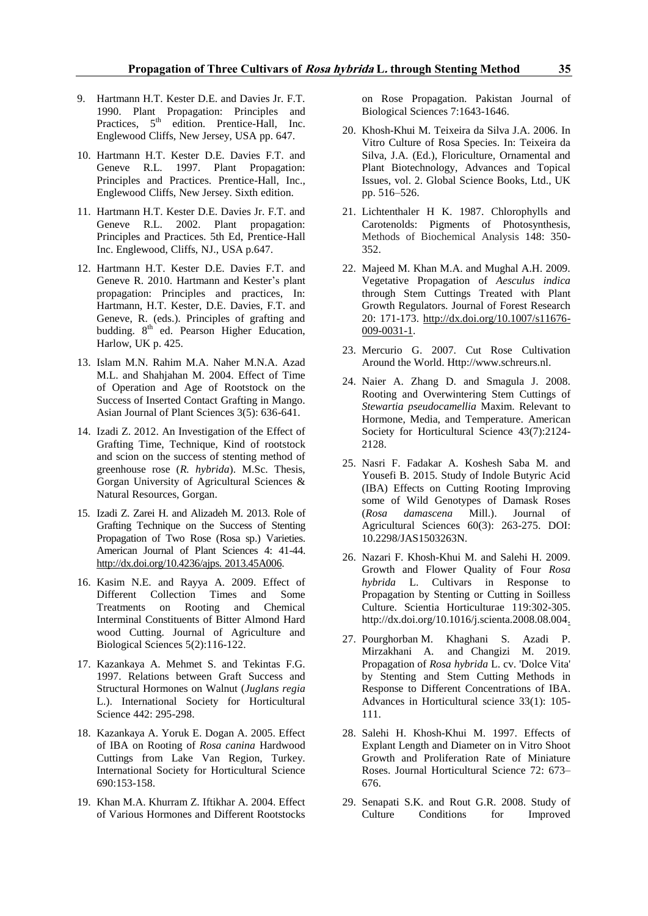9. Hartmann H.T. Kester D.E. and Davies Jr. F.T. 1990. Plant Propagation: Principles and Practices, 5th edition. Prentice-Hall, Inc. Englewood Cliffs, New Jersey, USA pp. 647.

10. Hartmann H.T. Kester D.E. Davies F.T. and Geneve R.L. 1997. Plant Propagation: Principles and Practices. Prentice-Hall, Inc., Englewood Cliffs, New Jersey. Sixth edition.

11. Hartmann H.T. Kester D.E. Davies Jr. F.T. and Geneve R.L. 2002. Plant propagation: Principles and Practices. 5th Ed, Prentice-Hall Inc. Englewood, Cliffs, NJ., USA p.647.

12. Hartmann H.T. Kester D.E. Davies F.T. and Geneve R. 2010. Hartmann and Kester's plant propagation: Principles and practices, In: Hartmann, H.T. Kester, D.E. Davies, F.T. and Geneve, R. (eds.). Principles of grafting and budding. 8th ed. Pearson Higher Education, Harlow, UK p. 425.

13. Islam M.N. Rahim M.A. Naher M.N.A. Azad M.L. and Shahjahan M. 2004. Effect of Time of Operation and Age of Rootstock on the Success of Inserted Contact Grafting in Mango. Asian Journal of Plant Sciences 3(5): 636-641.

14. Izadi Z. 2012. An Investigation of the Effect of Grafting Time, Technique, Kind of rootstock and scion on the success of stenting method of greenhouse rose (*R. hybrida*). M.Sc. Thesis, Gorgan University of Agricultural Sciences & Natural Resources, Gorgan.

15. Izadi Z. Zarei H. and Alizadeh M. 2013. Role of Grafting Technique on the Success of Stenting Propagation of Two Rose (Rosa sp.) Varieties. American Journal of Plant Sciences 4: 41-44. http://dx.doi.org/10.4236/ajps. 2013.45A006.

16. Kasim N.E. and Rayya A. 2009. Effect of Different Collection Times and Some Treatments on Rooting and Chemical Interminal Constituents of Bitter Almond Hard wood Cutting. Journal of Agriculture and Biological Sciences 5(2):116-122.

17. Kazankaya A. Mehmet S. and Tekintas F.G. 1997. Relations between Graft Success and Structural Hormones on Walnut (*Juglans regia* L.). International Society for Horticultural Science 442: 295-298.

18. Kazankaya A. Yoruk E. Dogan A. 2005. Effect of IBA on Rooting of *Rosa canina* Hardwood Cuttings from Lake Van Region, Turkey. International Society for Horticultural Science 690:153-158.

19. Khan M.A. Khurram Z. Iftikhar A. 2004. Effect of Various Hormones and Different Rootstocks on Rose Propagation. Pakistan Journal of Biological Sciences 7:1643-1646.

20. Khosh-Khui M. Teixeira da Silva J.A. 2006. In Vitro Culture of Rosa Species. In: Teixeira da Silva, J.A. (Ed.), Floriculture, Ornamental and Plant Biotechnology, Advances and Topical Issues, vol. 2. Global Science Books, Ltd., UK pp. 516–526.

21. Lichtenthaler H K. 1987. Chlorophylls and Carotenolds: Pigments of Photosynthesis, Methods of Biochemical Analysis 148: 350-352.

22. Majeed M. Khan M.A. and Mughal A.H. 2009. Vegetative Propagation of *Aesculus indica* through Stem Cuttings Treated with Plant Growth Regulators. Journal of Forest Research 20: 171-173. http://dx.doi.org/10.1007/s11676-009-0031-1.

23. Mercurio G. 2007. Cut Rose Cultivation Around the World. Http://www.schreurs.nl.

24. Naier A. Zhang D. and Smagula J. 2008. Rooting and Overwintering Stem Cuttings of *Stewartia pseudocamellia* Maxim. Relevant to Hormone, Media, and Temperature. American Society for Horticultural Science 43(7):2124-2128.

25. Nasri F. Fadakar A. Koshesh Saba M. and Yousefi B. 2015. Study of Indole Butyric Acid (IBA) Effects on Cutting Rooting Improving some of Wild Genotypes of Damask Roses (*Rosa damascena* Mill.). Journal of Agricultural Sciences 60(3): 263-275. DOI: 10.2298/JAS1503263N.

26. Nazari F. Khosh-Khui M. and Salehi H. 2009. Growth and Flower Quality of Four *Rosa hybrida* L. Cultivars in Response to Propagation by Stenting or Cutting in Soilless Culture. Scientia Horticulturae 119:302-305. http://dx.doi.org/10.1016/j.scienta.2008.08.004.

27. Pourghorban M. Khaghani S. Azadi P. Mirzakhani A. and Changizi M. 2019. Propagation of *Rosa hybrida* L. cv. 'Dolce Vita' by Stenting and Stem Cutting Methods in Response to Different Concentrations of IBA. Advances in Horticultural science 33(1): 105-111.

28. Salehi H. Khosh-Khui M. 1997. Effects of Explant Length and Diameter on in Vitro Shoot Growth and Proliferation Rate of Miniature Roses. Journal Horticultural Science 72: 673–676.

29. Senapati S.K. and Rout G.R. 2008. Study of Culture Conditions for Improved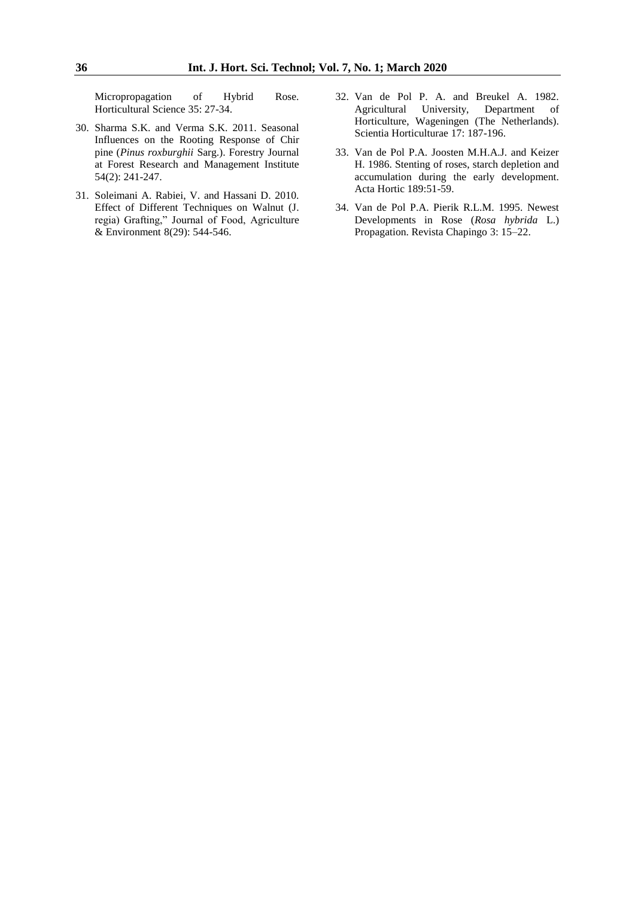Micropropagation of Hybrid Rose. Horticultural Science 35: 27-34.

30. Sharma S.K. and Verma S.K. 2011. Seasonal Influences on the Rooting Response of Chir pine (*Pinus roxburghii* Sarg.). Forestry Journal at Forest Research and Management Institute 54(2): 241-247.

31. Soleimani A. Rabiei, V. and Hassani D. 2010. Effect of Different Techniques on Walnut (J. regia) Grafting," Journal of Food, Agriculture & Environment 8(29): 544-546.

32. Van de Pol P. A. and Breukel A. 1982. Agricultural University, Department of Horticulture, Wageningen (The Netherlands). Scientia Horticulturae 17: 187-196.

33. Van de Pol P.A. Joosten M.H.A.J. and Keizer H. 1986. Stenting of roses, starch depletion and accumulation during the early development. Acta Hortic 189:51-59.

34. Van de Pol P.A. Pierik R.L.M. 1995. Newest Developments in Rose (*Rosa hybrida* L.) Propagation. Revista Chapingo 3: 15–22.